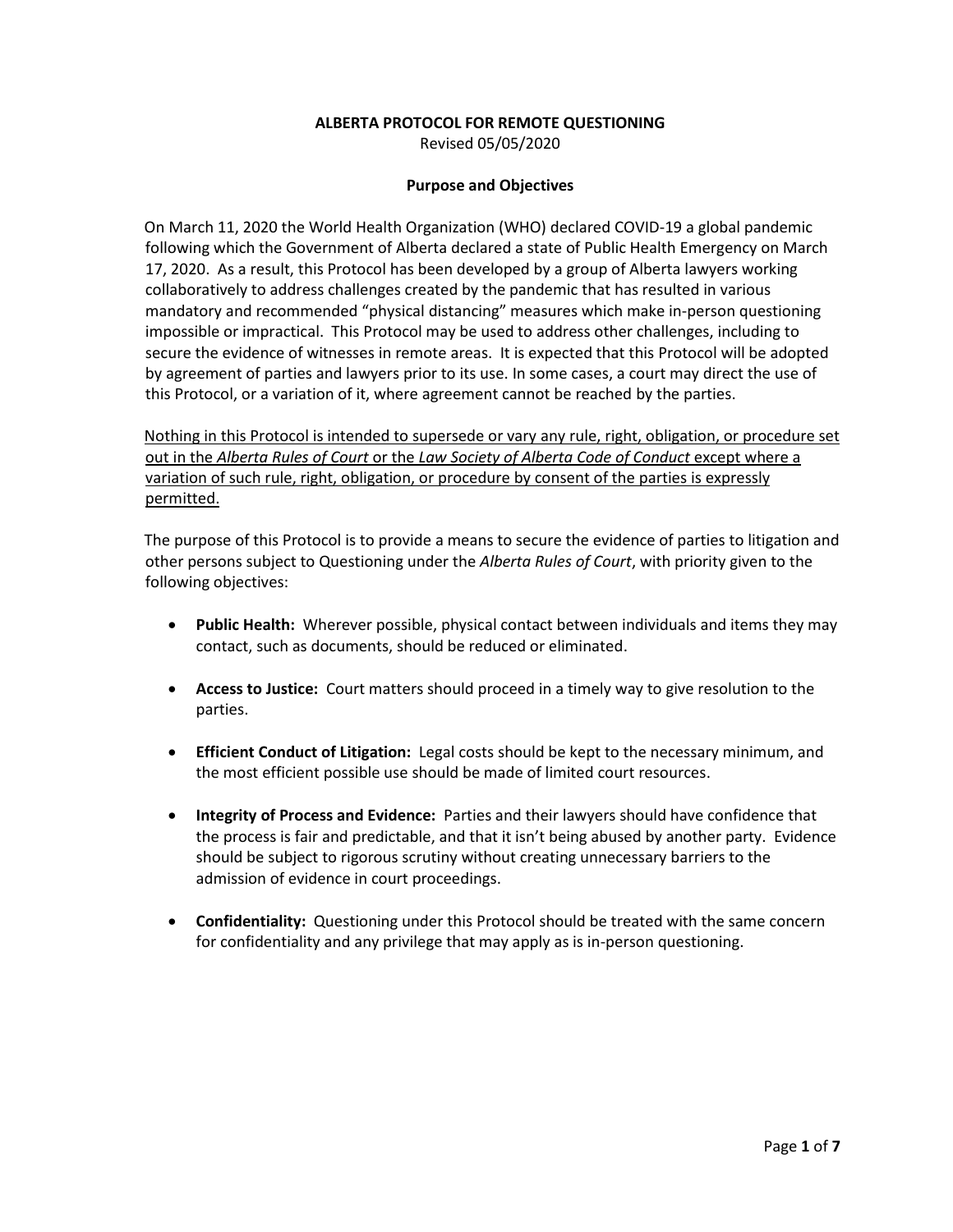# ALBERTA PROTOCOL FOR REMOTE QUESTIONING

Revised 05/05/2020

## Purpose and Objectives

On March 11, 2020 the World Health Organization (WHO) declared COVID-19 a global pandemic following which the Government of Alberta declared a state of Public Health Emergency on March 17, 2020. As a result, this Protocol has been developed by a group of Alberta lawyers working collaboratively to address challenges created by the pandemic that has resulted in various mandatory and recommended "physical distancing" measures which make in-person questioning impossible or impractical. This Protocol may be used to address other challenges, including to secure the evidence of witnesses in remote areas. It is expected that this Protocol will be adopted by agreement of parties and lawyers prior to its use. In some cases, a court may direct the use of this Protocol, or a variation of it, where agreement cannot be reached by the parties.

<u>Nothing in this Protocol is intended to supersede or vary any rule, right, obligation, or procedure set out in the *Alberta Rules of Court* or the *Law Society of Alberta Code of Conduct* except where a variation of such rule, right, obligation, or procedure by consent of the parties is expressly permitted.</u>

The purpose of this Protocol is to provide a means to secure the evidence of parties to litigation and other persons subject to Questioning under the *Alberta Rules of Court*, with priority given to the following objectives:

- **Public Health:** Wherever possible, physical contact between individuals and items they may contact, such as documents, should be reduced or eliminated.
- **Access to Justice:** Court matters should proceed in a timely way to give resolution to the parties.
- **Efficient Conduct of Litigation:** Legal costs should be kept to the necessary minimum, and the most efficient possible use should be made of limited court resources.
- **Integrity of Process and Evidence:** Parties and their lawyers should have confidence that the process is fair and predictable, and that it isn't being abused by another party. Evidence should be subject to rigorous scrutiny without creating unnecessary barriers to the admission of evidence in court proceedings.
- **Confidentiality:** Questioning under this Protocol should be treated with the same concern for confidentiality and any privilege that may apply as is in-person questioning.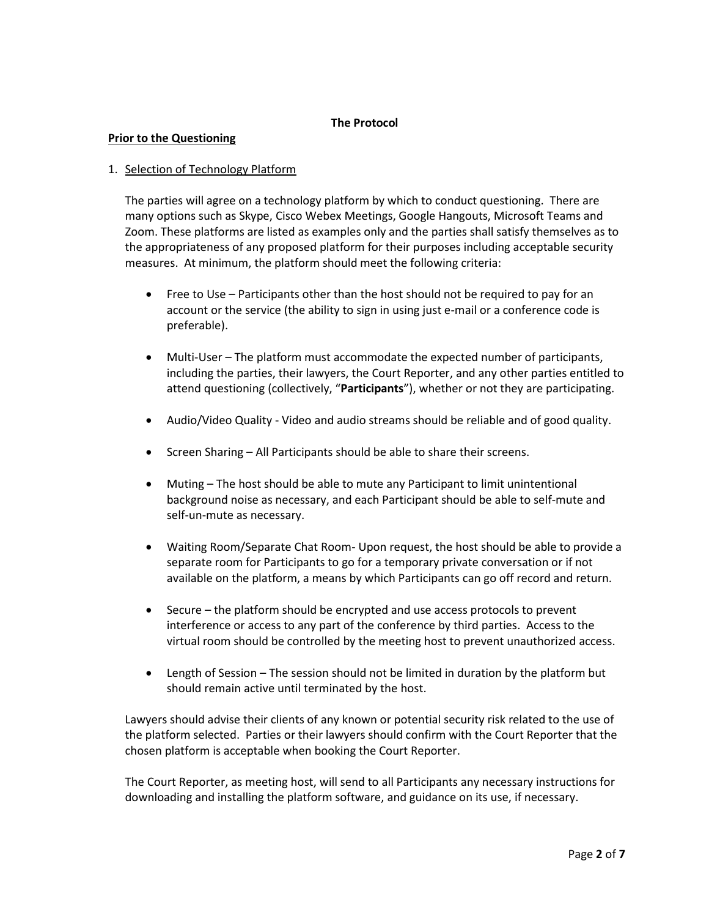## The Protocol

**Prior to the Questioning**

1. Selection of Technology Platform

   The parties will agree on a technology platform by which to conduct questioning. There are many options such as Skype, Cisco Webex Meetings, Google Hangouts, Microsoft Teams and Zoom. These platforms are listed as examples only and the parties shall satisfy themselves as to the appropriateness of any proposed platform for their purposes including acceptable security measures. At minimum, the platform should meet the following criteria:

   - Free to Use – Participants other than the host should not be required to pay for an account or the service (the ability to sign in using just e-mail or a conference code is preferable).
   - Multi-User – The platform must accommodate the expected number of participants, including the parties, their lawyers, the Court Reporter, and any other parties entitled to attend questioning (collectively, "**Participants**"), whether or not they are participating.
   - Audio/Video Quality - Video and audio streams should be reliable and of good quality.
   - Screen Sharing – All Participants should be able to share their screens.
   - Muting – The host should be able to mute any Participant to limit unintentional background noise as necessary, and each Participant should be able to self-mute and self-un-mute as necessary.
   - Waiting Room/Separate Chat Room- Upon request, the host should be able to provide a separate room for Participants to go for a temporary private conversation or if not available on the platform, a means by which Participants can go off record and return.
   - Secure – the platform should be encrypted and use access protocols to prevent interference or access to any part of the conference by third parties. Access to the virtual room should be controlled by the meeting host to prevent unauthorized access.
   - Length of Session – The session should not be limited in duration by the platform but should remain active until terminated by the host.

   Lawyers should advise their clients of any known or potential security risk related to the use of the platform selected. Parties or their lawyers should confirm with the Court Reporter that the chosen platform is acceptable when booking the Court Reporter.

   The Court Reporter, as meeting host, will send to all Participants any necessary instructions for downloading and installing the platform software, and guidance on its use, if necessary.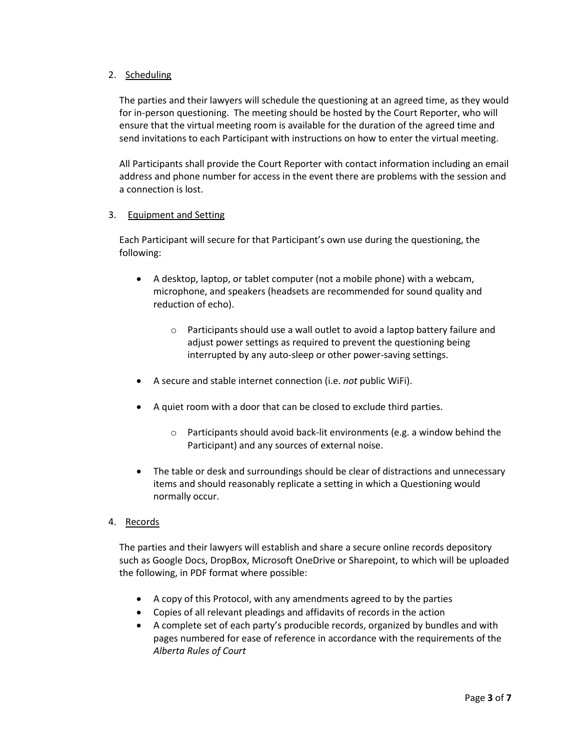2. <u>Scheduling</u>

   The parties and their lawyers will schedule the questioning at an agreed time, as they would for in-person questioning. The meeting should be hosted by the Court Reporter, who will ensure that the virtual meeting room is available for the duration of the agreed time and send invitations to each Participant with instructions on how to enter the virtual meeting.

   All Participants shall provide the Court Reporter with contact information including an email address and phone number for access in the event there are problems with the session and a connection is lost.

3. <u>Equipment and Setting</u>

   Each Participant will secure for that Participant's own use during the questioning, the following:

   - A desktop, laptop, or tablet computer (not a mobile phone) with a webcam, microphone, and speakers (headsets are recommended for sound quality and reduction of echo).
     - Participants should use a wall outlet to avoid a laptop battery failure and adjust power settings as required to prevent the questioning being interrupted by any auto-sleep or other power-saving settings.
   - A secure and stable internet connection (i.e. *not* public WiFi).
   - A quiet room with a door that can be closed to exclude third parties.
     - Participants should avoid back-lit environments (e.g. a window behind the Participant) and any sources of external noise.
   - The table or desk and surroundings should be clear of distractions and unnecessary items and should reasonably replicate a setting in which a Questioning would normally occur.

4. <u>Records</u>

   The parties and their lawyers will establish and share a secure online records depository such as Google Docs, DropBox, Microsoft OneDrive or Sharepoint, to which will be uploaded the following, in PDF format where possible:

   - A copy of this Protocol, with any amendments agreed to by the parties
   - Copies of all relevant pleadings and affidavits of records in the action
   - A complete set of each party's producible records, organized by bundles and with pages numbered for ease of reference in accordance with the requirements of the *Alberta Rules of Court*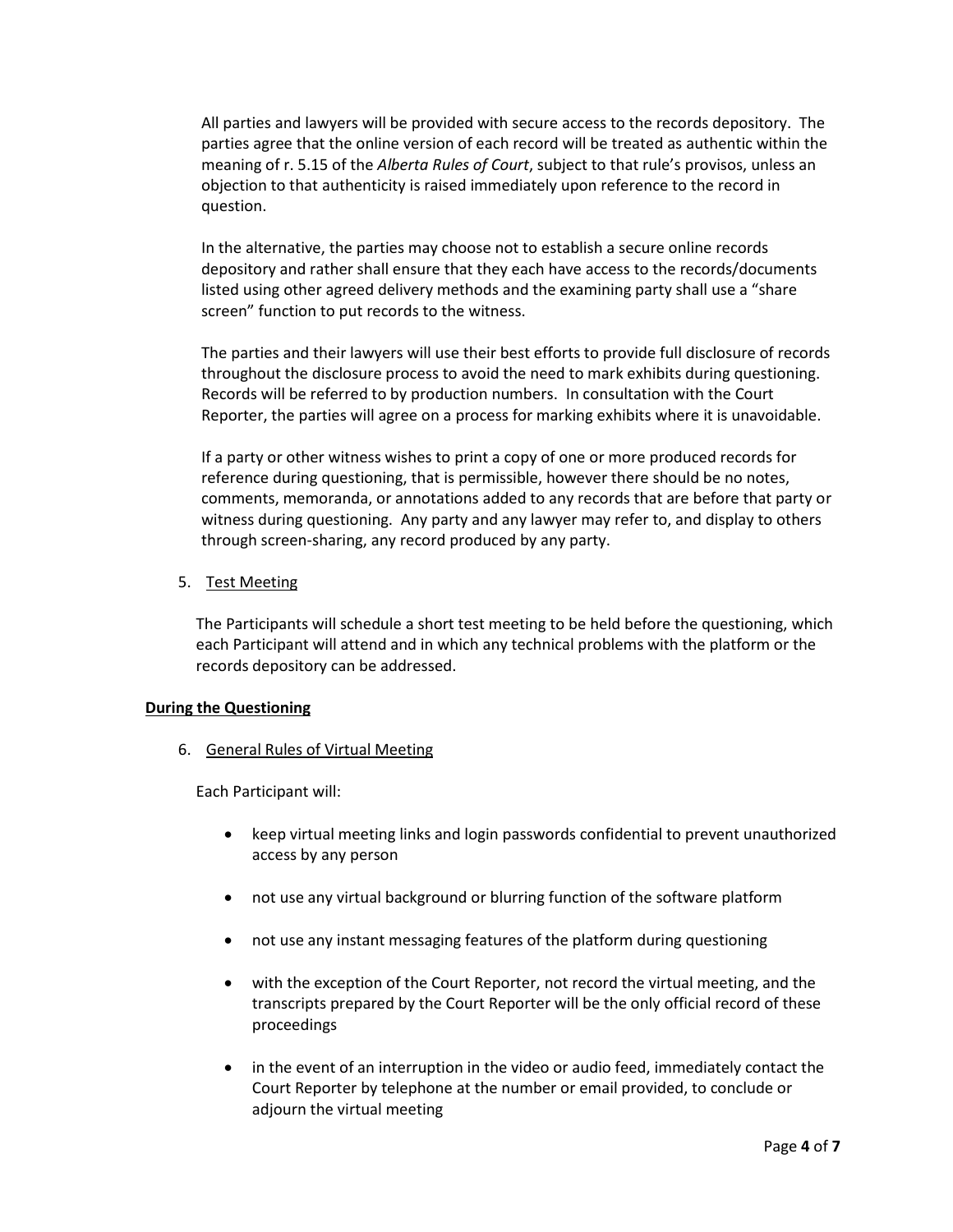All parties and lawyers will be provided with secure access to the records depository. The parties agree that the online version of each record will be treated as authentic within the meaning of r. 5.15 of the *Alberta Rules of Court*, subject to that rule's provisos, unless an objection to that authenticity is raised immediately upon reference to the record in question.

In the alternative, the parties may choose not to establish a secure online records depository and rather shall ensure that they each have access to the records/documents listed using other agreed delivery methods and the examining party shall use a "share screen" function to put records to the witness.

The parties and their lawyers will use their best efforts to provide full disclosure of records throughout the disclosure process to avoid the need to mark exhibits during questioning. Records will be referred to by production numbers. In consultation with the Court Reporter, the parties will agree on a process for marking exhibits where it is unavoidable.

If a party or other witness wishes to print a copy of one or more produced records for reference during questioning, that is permissible, however there should be no notes, comments, memoranda, or annotations added to any records that are before that party or witness during questioning. Any party and any lawyer may refer to, and display to others through screen-sharing, any record produced by any party.

5. Test Meeting

The Participants will schedule a short test meeting to be held before the questioning, which each Participant will attend and in which any technical problems with the platform or the records depository can be addressed.

**During the Questioning**

6. General Rules of Virtual Meeting

Each Participant will:

- keep virtual meeting links and login passwords confidential to prevent unauthorized access by any person
- not use any virtual background or blurring function of the software platform
- not use any instant messaging features of the platform during questioning
- with the exception of the Court Reporter, not record the virtual meeting, and the transcripts prepared by the Court Reporter will be the only official record of these proceedings
- in the event of an interruption in the video or audio feed, immediately contact the Court Reporter by telephone at the number or email provided, to conclude or adjourn the virtual meeting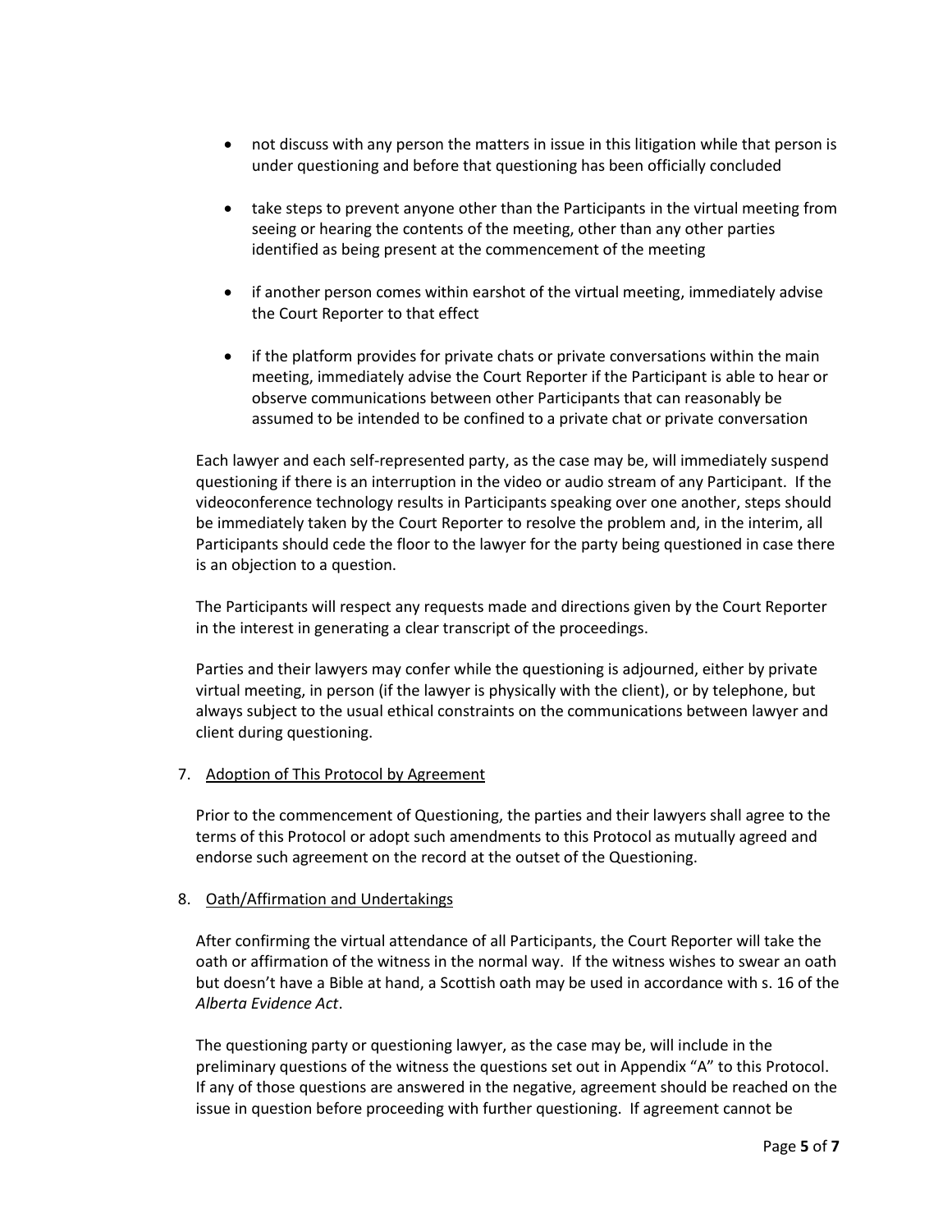- not discuss with any person the matters in issue in this litigation while that person is under questioning and before that questioning has been officially concluded
- take steps to prevent anyone other than the Participants in the virtual meeting from seeing or hearing the contents of the meeting, other than any other parties identified as being present at the commencement of the meeting
- if another person comes within earshot of the virtual meeting, immediately advise the Court Reporter to that effect
- if the platform provides for private chats or private conversations within the main meeting, immediately advise the Court Reporter if the Participant is able to hear or observe communications between other Participants that can reasonably be assumed to be intended to be confined to a private chat or private conversation

Each lawyer and each self-represented party, as the case may be, will immediately suspend questioning if there is an interruption in the video or audio stream of any Participant. If the videoconference technology results in Participants speaking over one another, steps should be immediately taken by the Court Reporter to resolve the problem and, in the interim, all Participants should cede the floor to the lawyer for the party being questioned in case there is an objection to a question.

The Participants will respect any requests made and directions given by the Court Reporter in the interest in generating a clear transcript of the proceedings.

Parties and their lawyers may confer while the questioning is adjourned, either by private virtual meeting, in person (if the lawyer is physically with the client), or by telephone, but always subject to the usual ethical constraints on the communications between lawyer and client during questioning.

7. Adoption of This Protocol by Agreement

Prior to the commencement of Questioning, the parties and their lawyers shall agree to the terms of this Protocol or adopt such amendments to this Protocol as mutually agreed and endorse such agreement on the record at the outset of the Questioning.

8. Oath/Affirmation and Undertakings

After confirming the virtual attendance of all Participants, the Court Reporter will take the oath or affirmation of the witness in the normal way. If the witness wishes to swear an oath but doesn't have a Bible at hand, a Scottish oath may be used in accordance with s. 16 of the *Alberta Evidence Act*.

The questioning party or questioning lawyer, as the case may be, will include in the preliminary questions of the witness the questions set out in Appendix "A" to this Protocol. If any of those questions are answered in the negative, agreement should be reached on the issue in question before proceeding with further questioning. If agreement cannot be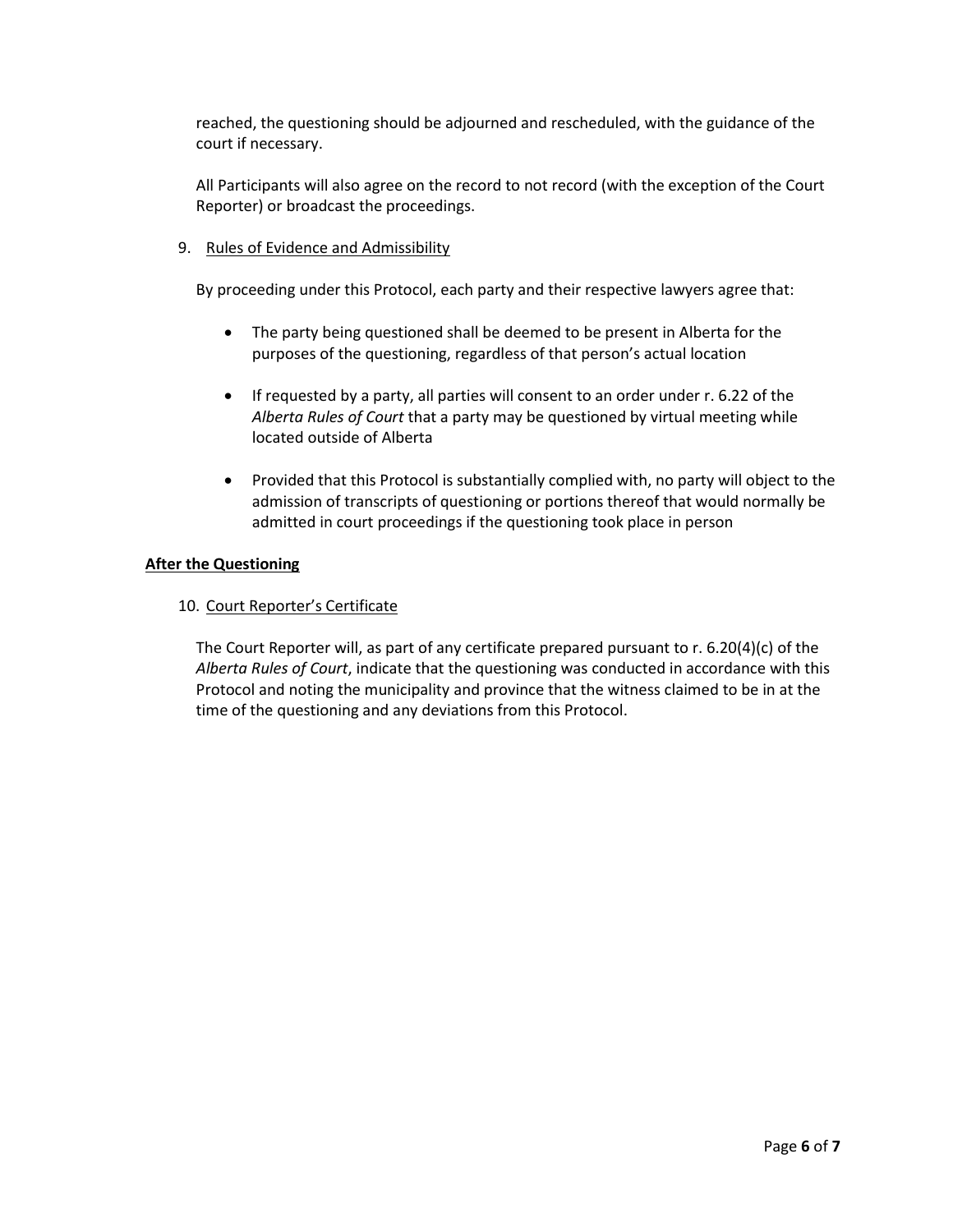reached, the questioning should be adjourned and rescheduled, with the guidance of the court if necessary.

All Participants will also agree on the record to not record (with the exception of the Court Reporter) or broadcast the proceedings.

9. Rules of Evidence and Admissibility

By proceeding under this Protocol, each party and their respective lawyers agree that:

- The party being questioned shall be deemed to be present in Alberta for the purposes of the questioning, regardless of that person's actual location
- If requested by a party, all parties will consent to an order under r. 6.22 of the *Alberta Rules of Court* that a party may be questioned by virtual meeting while located outside of Alberta
- Provided that this Protocol is substantially complied with, no party will object to the admission of transcripts of questioning or portions thereof that would normally be admitted in court proceedings if the questioning took place in person

**After the Questioning**

10. Court Reporter's Certificate

The Court Reporter will, as part of any certificate prepared pursuant to r. 6.20(4)(c) of the *Alberta Rules of Court*, indicate that the questioning was conducted in accordance with this Protocol and noting the municipality and province that the witness claimed to be in at the time of the questioning and any deviations from this Protocol.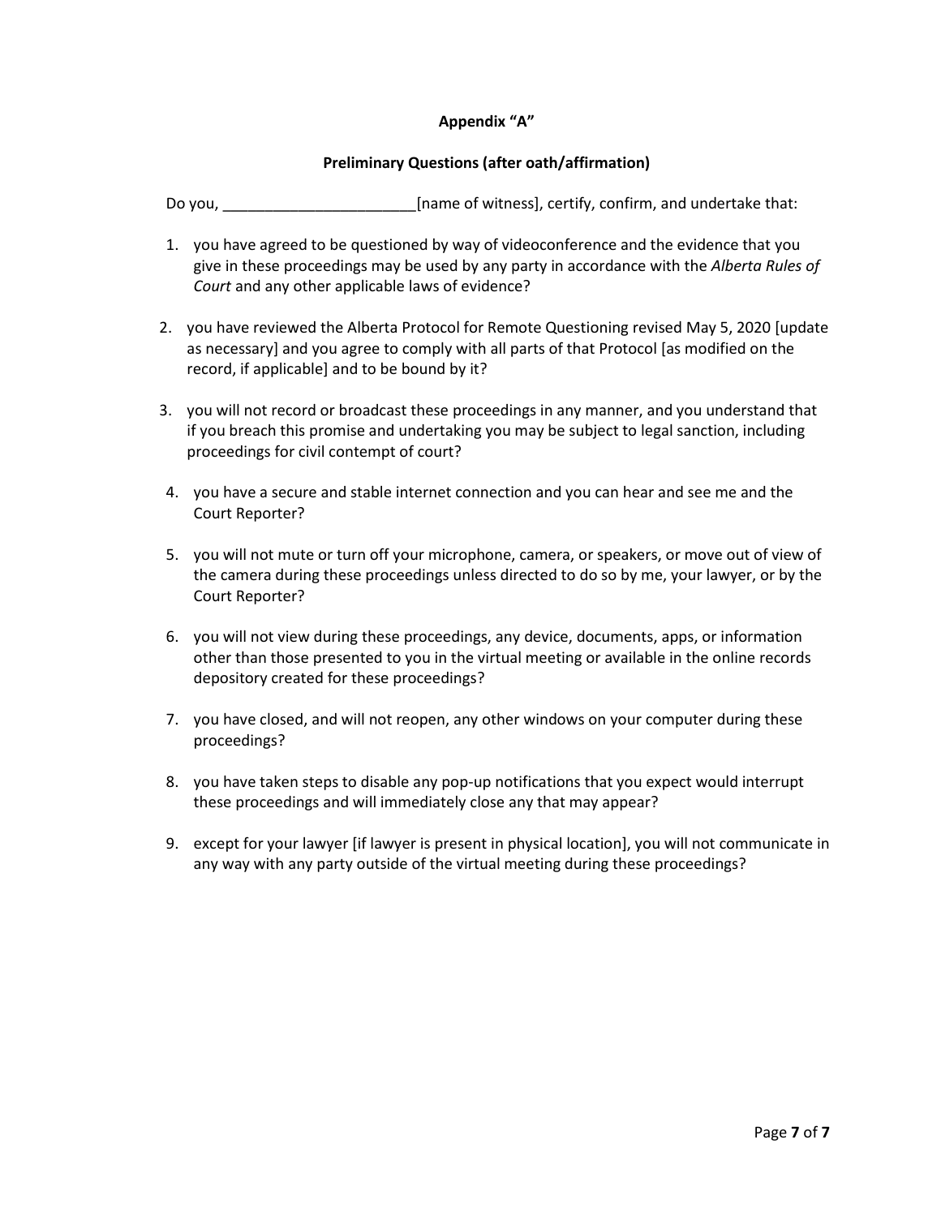**Appendix "A"**

**Preliminary Questions (after oath/affirmation)**

Do you, _______________________[name of witness], certify, confirm, and undertake that:

1. you have agreed to be questioned by way of videoconference and the evidence that you give in these proceedings may be used by any party in accordance with the *Alberta Rules of Court* and any other applicable laws of evidence?

2. you have reviewed the Alberta Protocol for Remote Questioning revised May 5, 2020 [update as necessary] and you agree to comply with all parts of that Protocol [as modified on the record, if applicable] and to be bound by it?

3. you will not record or broadcast these proceedings in any manner, and you understand that if you breach this promise and undertaking you may be subject to legal sanction, including proceedings for civil contempt of court?

4. you have a secure and stable internet connection and you can hear and see me and the Court Reporter?

5. you will not mute or turn off your microphone, camera, or speakers, or move out of view of the camera during these proceedings unless directed to do so by me, your lawyer, or by the Court Reporter?

6. you will not view during these proceedings, any device, documents, apps, or information other than those presented to you in the virtual meeting or available in the online records depository created for these proceedings?

7. you have closed, and will not reopen, any other windows on your computer during these proceedings?

8. you have taken steps to disable any pop-up notifications that you expect would interrupt these proceedings and will immediately close any that may appear?

9. except for your lawyer [if lawyer is present in physical location], you will not communicate in any way with any party outside of the virtual meeting during these proceedings?